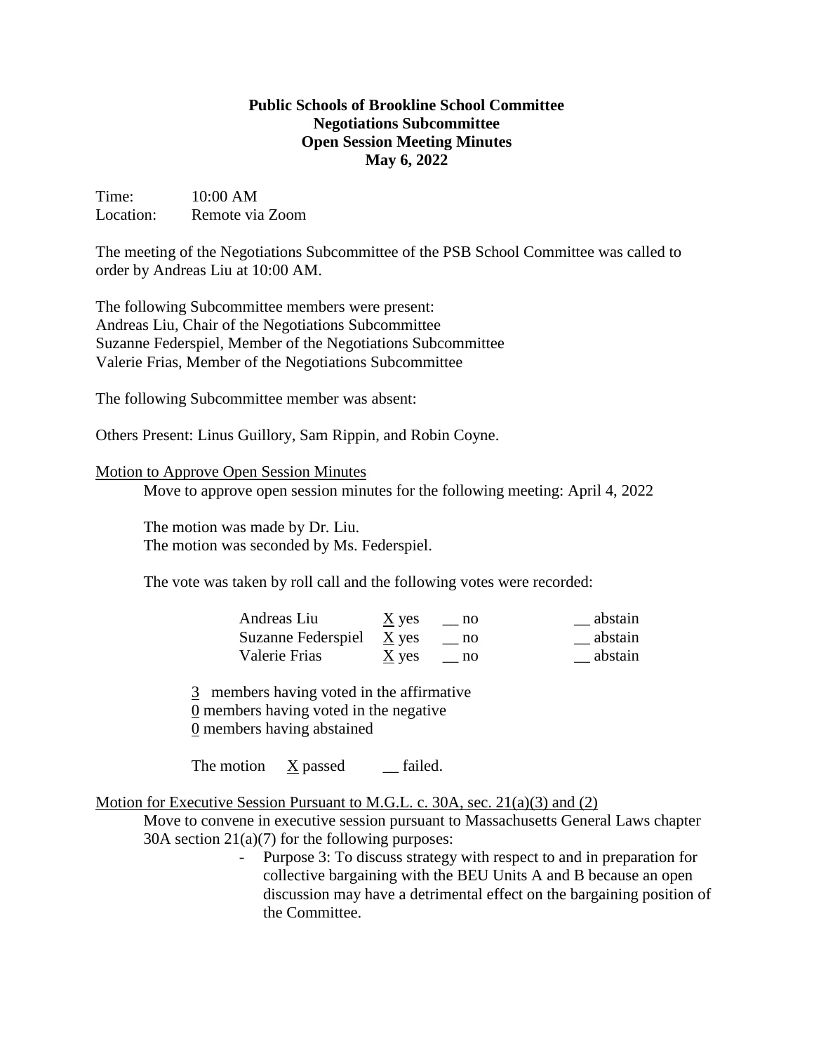**Public Schools of Brookline School Committee**
**Negotiations Subcommittee**
**Open Session Meeting Minutes**
**May 6, 2022**

Time: 10:00 AM
Location: Remote via Zoom

The meeting of the Negotiations Subcommittee of the PSB School Committee was called to order by Andreas Liu at 10:00 AM.

The following Subcommittee members were present:
Andreas Liu, Chair of the Negotiations Subcommittee
Suzanne Federspiel, Member of the Negotiations Subcommittee
Valerie Frias, Member of the Negotiations Subcommittee

The following Subcommittee member was absent:

Others Present: Linus Guillory, Sam Rippin, and Robin Coyne.

Motion to Approve Open Session Minutes

Move to approve open session minutes for the following meeting: April 4, 2022

The motion was made by Dr. Liu.
The motion was seconded by Ms. Federspiel.

The vote was taken by roll call and the following votes were recorded:

| | | | |
|---|---|---|---|
| Andreas Liu | X yes | __ no | __ abstain |
| Suzanne Federspiel | X yes | __ no | __ abstain |
| Valerie Frias | X yes | __ no | __ abstain |

3 members having voted in the affirmative
0 members having voted in the negative
0 members having abstained

The motion X passed __ failed.

Motion for Executive Session Pursuant to M.G.L. c. 30A, sec. 21(a)(3) and (2)

Move to convene in executive session pursuant to Massachusetts General Laws chapter 30A section 21(a)(7) for the following purposes:

- Purpose 3: To discuss strategy with respect to and in preparation for collective bargaining with the BEU Units A and B because an open discussion may have a detrimental effect on the bargaining position of the Committee.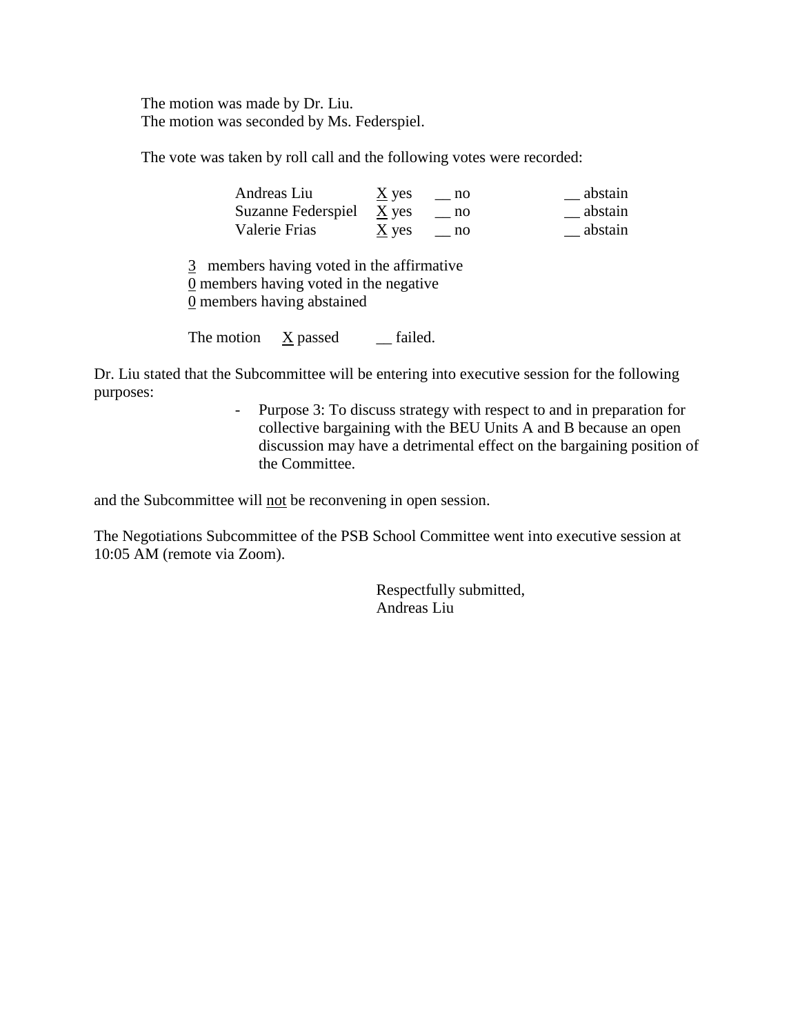The motion was made by Dr. Liu.
The motion was seconded by Ms. Federspiel.

The vote was taken by roll call and the following votes were recorded:

| | | | |
|---|---|---|---|
| Andreas Liu | X yes | __ no | __ abstain |
| Suzanne Federspiel | X yes | __ no | __ abstain |
| Valerie Frias | X yes | __ no | __ abstain |

3 members having voted in the affirmative
0 members having voted in the negative
0 members having abstained

The motion X passed __ failed.

Dr. Liu stated that the Subcommittee will be entering into executive session for the following purposes:

- Purpose 3: To discuss strategy with respect to and in preparation for collective bargaining with the BEU Units A and B because an open discussion may have a detrimental effect on the bargaining position of the Committee.

and the Subcommittee will not be reconvening in open session.

The Negotiations Subcommittee of the PSB School Committee went into executive session at 10:05 AM (remote via Zoom).

Respectfully submitted,
Andreas Liu